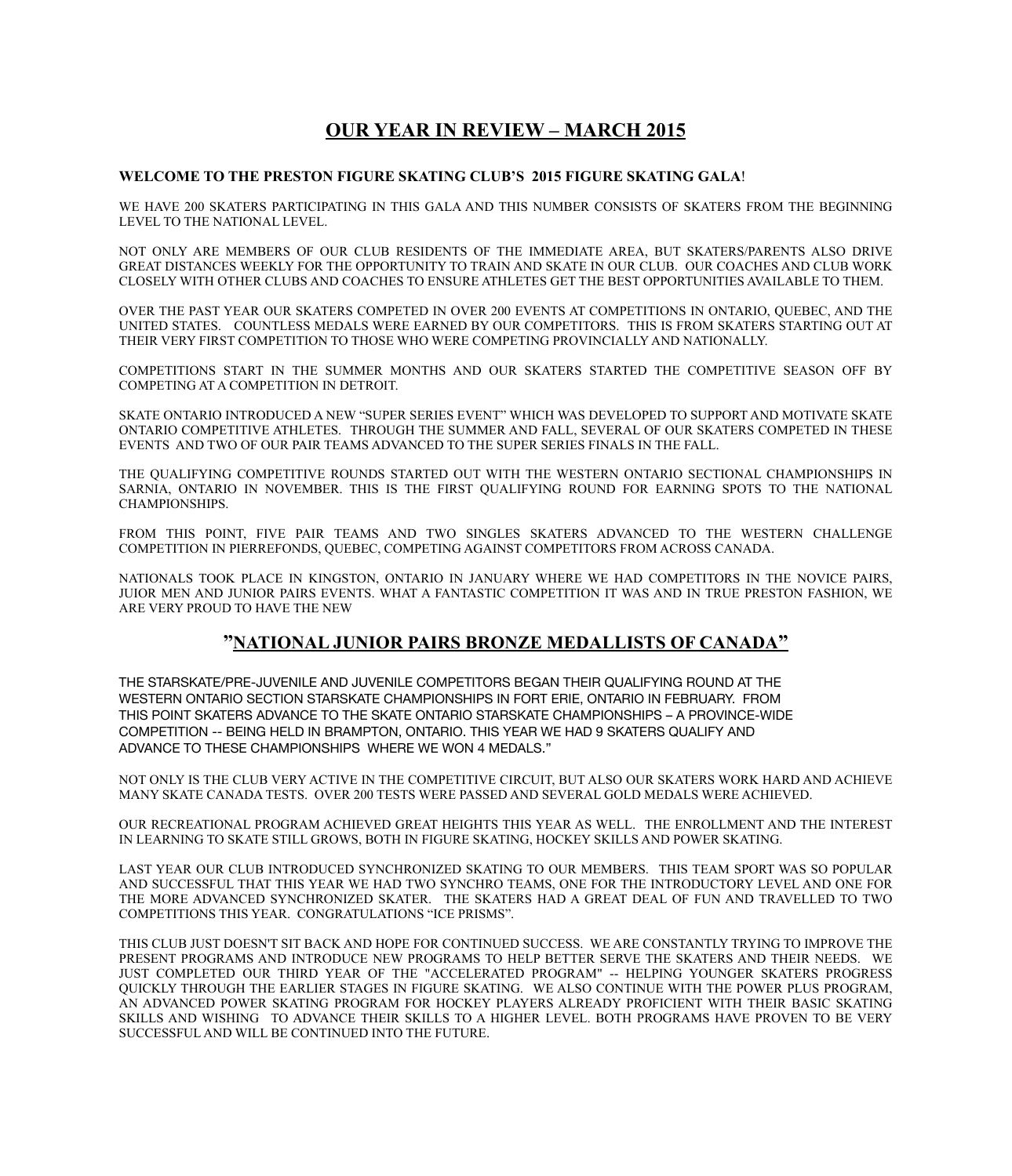# OUR YEAR IN REVIEW – MARCH 2015

**WELCOME TO THE PRESTON FIGURE SKATING CLUB'S 2015 FIGURE SKATING GALA!**

WE HAVE 200 SKATERS PARTICIPATING IN THIS GALA AND THIS NUMBER CONSISTS OF SKATERS FROM THE BEGINNING LEVEL TO THE NATIONAL LEVEL.

NOT ONLY ARE MEMBERS OF OUR CLUB RESIDENTS OF THE IMMEDIATE AREA, BUT SKATERS/PARENTS ALSO DRIVE GREAT DISTANCES WEEKLY FOR THE OPPORTUNITY TO TRAIN AND SKATE IN OUR CLUB. OUR COACHES AND CLUB WORK CLOSELY WITH OTHER CLUBS AND COACHES TO ENSURE ATHLETES GET THE BEST OPPORTUNITIES AVAILABLE TO THEM.

OVER THE PAST YEAR OUR SKATERS COMPETED IN OVER 200 EVENTS AT COMPETITIONS IN ONTARIO, QUEBEC, AND THE UNITED STATES. COUNTLESS MEDALS WERE EARNED BY OUR COMPETITORS. THIS IS FROM SKATERS STARTING OUT AT THEIR VERY FIRST COMPETITION TO THOSE WHO WERE COMPETING PROVINCIALLY AND NATIONALLY.

COMPETITIONS START IN THE SUMMER MONTHS AND OUR SKATERS STARTED THE COMPETITIVE SEASON OFF BY COMPETING AT A COMPETITION IN DETROIT.

SKATE ONTARIO INTRODUCED A NEW "SUPER SERIES EVENT" WHICH WAS DEVELOPED TO SUPPORT AND MOTIVATE SKATE ONTARIO COMPETITIVE ATHLETES. THROUGH THE SUMMER AND FALL, SEVERAL OF OUR SKATERS COMPETED IN THESE EVENTS AND TWO OF OUR PAIR TEAMS ADVANCED TO THE SUPER SERIES FINALS IN THE FALL.

THE QUALIFYING COMPETITIVE ROUNDS STARTED OUT WITH THE WESTERN ONTARIO SECTIONAL CHAMPIONSHIPS IN SARNIA, ONTARIO IN NOVEMBER. THIS IS THE FIRST QUALIFYING ROUND FOR EARNING SPOTS TO THE NATIONAL CHAMPIONSHIPS.

FROM THIS POINT, FIVE PAIR TEAMS AND TWO SINGLES SKATERS ADVANCED TO THE WESTERN CHALLENGE COMPETITION IN PIERREFONDS, QUEBEC, COMPETING AGAINST COMPETITORS FROM ACROSS CANADA.

NATIONALS TOOK PLACE IN KINGSTON, ONTARIO IN JANUARY WHERE WE HAD COMPETITORS IN THE NOVICE PAIRS, JUIOR MEN AND JUNIOR PAIRS EVENTS. WHAT A FANTASTIC COMPETITION IT WAS AND IN TRUE PRESTON FASHION, WE ARE VERY PROUD TO HAVE THE NEW

## "NATIONAL JUNIOR PAIRS BRONZE MEDALLISTS OF CANADA"

THE STARSKATE/PRE-JUVENILE AND JUVENILE COMPETITORS BEGAN THEIR QUALIFYING ROUND AT THE WESTERN ONTARIO SECTION STARSKATE CHAMPIONSHIPS IN FORT ERIE, ONTARIO IN FEBRUARY. FROM THIS POINT SKATERS ADVANCE TO THE SKATE ONTARIO STARSKATE CHAMPIONSHIPS – A PROVINCE-WIDE COMPETITION -- BEING HELD IN BRAMPTON, ONTARIO. THIS YEAR WE HAD 9 SKATERS QUALIFY AND ADVANCE TO THESE CHAMPIONSHIPS WHERE WE WON 4 MEDALS."

NOT ONLY IS THE CLUB VERY ACTIVE IN THE COMPETITIVE CIRCUIT, BUT ALSO OUR SKATERS WORK HARD AND ACHIEVE MANY SKATE CANADA TESTS. OVER 200 TESTS WERE PASSED AND SEVERAL GOLD MEDALS WERE ACHIEVED.

OUR RECREATIONAL PROGRAM ACHIEVED GREAT HEIGHTS THIS YEAR AS WELL. THE ENROLLMENT AND THE INTEREST IN LEARNING TO SKATE STILL GROWS, BOTH IN FIGURE SKATING, HOCKEY SKILLS AND POWER SKATING.

LAST YEAR OUR CLUB INTRODUCED SYNCHRONIZED SKATING TO OUR MEMBERS. THIS TEAM SPORT WAS SO POPULAR AND SUCCESSFUL THAT THIS YEAR WE HAD TWO SYNCHRO TEAMS, ONE FOR THE INTRODUCTORY LEVEL AND ONE FOR THE MORE ADVANCED SYNCHRONIZED SKATER. THE SKATERS HAD A GREAT DEAL OF FUN AND TRAVELLED TO TWO COMPETITIONS THIS YEAR. CONGRATULATIONS "ICE PRISMS".

THIS CLUB JUST DOESN'T SIT BACK AND HOPE FOR CONTINUED SUCCESS. WE ARE CONSTANTLY TRYING TO IMPROVE THE PRESENT PROGRAMS AND INTRODUCE NEW PROGRAMS TO HELP BETTER SERVE THE SKATERS AND THEIR NEEDS. WE JUST COMPLETED OUR THIRD YEAR OF THE "ACCELERATED PROGRAM" -- HELPING YOUNGER SKATERS PROGRESS QUICKLY THROUGH THE EARLIER STAGES IN FIGURE SKATING. WE ALSO CONTINUE WITH THE POWER PLUS PROGRAM, AN ADVANCED POWER SKATING PROGRAM FOR HOCKEY PLAYERS ALREADY PROFICIENT WITH THEIR BASIC SKATING SKILLS AND WISHING TO ADVANCE THEIR SKILLS TO A HIGHER LEVEL. BOTH PROGRAMS HAVE PROVEN TO BE VERY SUCCESSFUL AND WILL BE CONTINUED INTO THE FUTURE.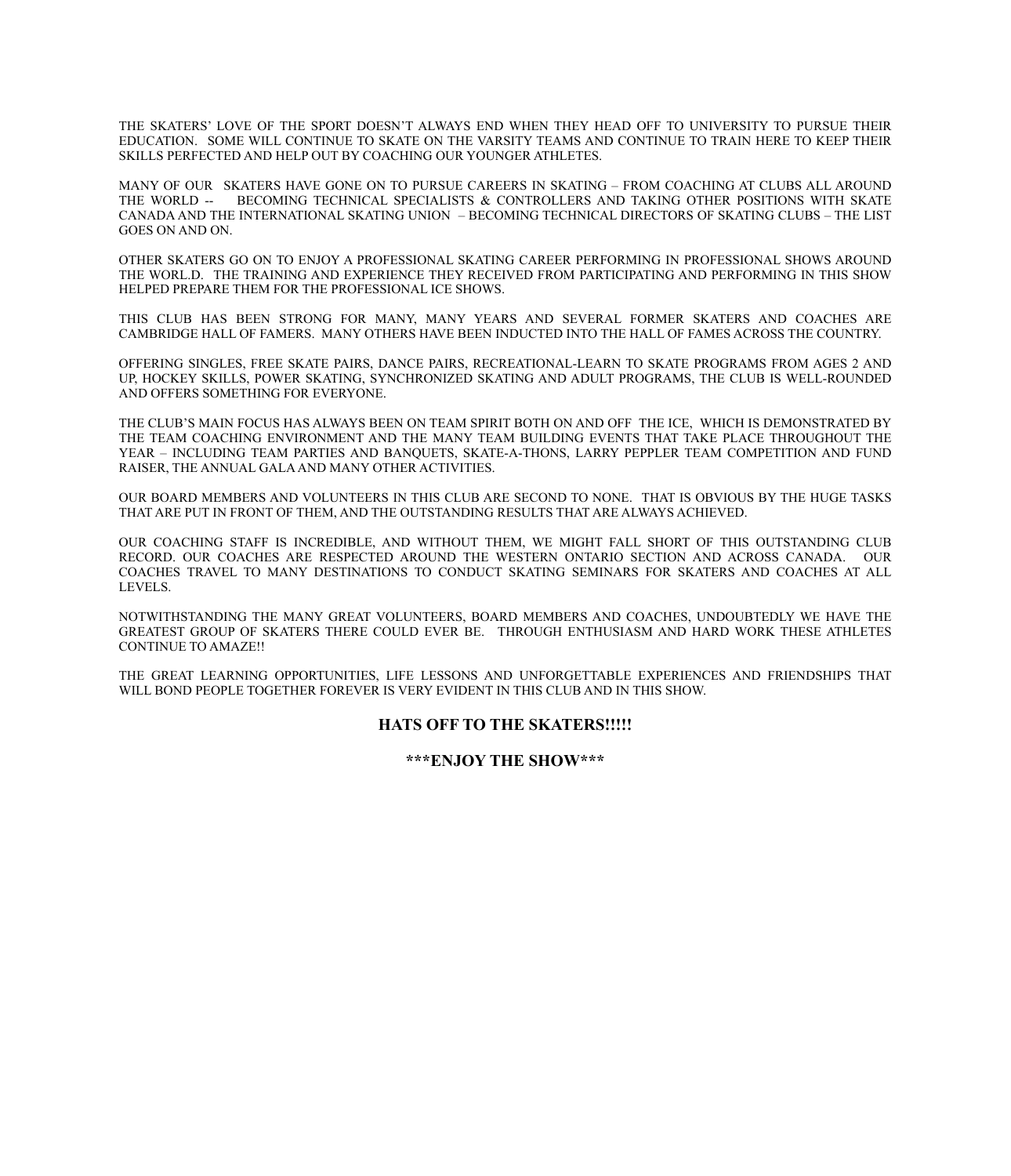THE SKATERS' LOVE OF THE SPORT DOESN'T ALWAYS END WHEN THEY HEAD OFF TO UNIVERSITY TO PURSUE THEIR EDUCATION. SOME WILL CONTINUE TO SKATE ON THE VARSITY TEAMS AND CONTINUE TO TRAIN HERE TO KEEP THEIR SKILLS PERFECTED AND HELP OUT BY COACHING OUR YOUNGER ATHLETES.

MANY OF OUR SKATERS HAVE GONE ON TO PURSUE CAREERS IN SKATING – FROM COACHING AT CLUBS ALL AROUND THE WORLD -- BECOMING TECHNICAL SPECIALISTS & CONTROLLERS AND TAKING OTHER POSITIONS WITH SKATE CANADA AND THE INTERNATIONAL SKATING UNION – BECOMING TECHNICAL DIRECTORS OF SKATING CLUBS – THE LIST GOES ON AND ON.

OTHER SKATERS GO ON TO ENJOY A PROFESSIONAL SKATING CAREER PERFORMING IN PROFESSIONAL SHOWS AROUND THE WORL.D. THE TRAINING AND EXPERIENCE THEY RECEIVED FROM PARTICIPATING AND PERFORMING IN THIS SHOW HELPED PREPARE THEM FOR THE PROFESSIONAL ICE SHOWS.

THIS CLUB HAS BEEN STRONG FOR MANY, MANY YEARS AND SEVERAL FORMER SKATERS AND COACHES ARE CAMBRIDGE HALL OF FAMERS. MANY OTHERS HAVE BEEN INDUCTED INTO THE HALL OF FAMES ACROSS THE COUNTRY.

OFFERING SINGLES, FREE SKATE PAIRS, DANCE PAIRS, RECREATIONAL-LEARN TO SKATE PROGRAMS FROM AGES 2 AND UP, HOCKEY SKILLS, POWER SKATING, SYNCHRONIZED SKATING AND ADULT PROGRAMS, THE CLUB IS WELL-ROUNDED AND OFFERS SOMETHING FOR EVERYONE.

THE CLUB'S MAIN FOCUS HAS ALWAYS BEEN ON TEAM SPIRIT BOTH ON AND OFF THE ICE, WHICH IS DEMONSTRATED BY THE TEAM COACHING ENVIRONMENT AND THE MANY TEAM BUILDING EVENTS THAT TAKE PLACE THROUGHOUT THE YEAR – INCLUDING TEAM PARTIES AND BANQUETS, SKATE-A-THONS, LARRY PEPPLER TEAM COMPETITION AND FUND RAISER, THE ANNUAL GALA AND MANY OTHER ACTIVITIES.

OUR BOARD MEMBERS AND VOLUNTEERS IN THIS CLUB ARE SECOND TO NONE. THAT IS OBVIOUS BY THE HUGE TASKS THAT ARE PUT IN FRONT OF THEM, AND THE OUTSTANDING RESULTS THAT ARE ALWAYS ACHIEVED.

OUR COACHING STAFF IS INCREDIBLE, AND WITHOUT THEM, WE MIGHT FALL SHORT OF THIS OUTSTANDING CLUB RECORD. OUR COACHES ARE RESPECTED AROUND THE WESTERN ONTARIO SECTION AND ACROSS CANADA. OUR COACHES TRAVEL TO MANY DESTINATIONS TO CONDUCT SKATING SEMINARS FOR SKATERS AND COACHES AT ALL LEVELS.

NOTWITHSTANDING THE MANY GREAT VOLUNTEERS, BOARD MEMBERS AND COACHES, UNDOUBTEDLY WE HAVE THE GREATEST GROUP OF SKATERS THERE COULD EVER BE. THROUGH ENTHUSIASM AND HARD WORK THESE ATHLETES CONTINUE TO AMAZE!!

THE GREAT LEARNING OPPORTUNITIES, LIFE LESSONS AND UNFORGETTABLE EXPERIENCES AND FRIENDSHIPS THAT WILL BOND PEOPLE TOGETHER FOREVER IS VERY EVIDENT IN THIS CLUB AND IN THIS SHOW.

**HATS OFF TO THE SKATERS!!!!!**

**\*\*\*ENJOY THE SHOW\*\*\***